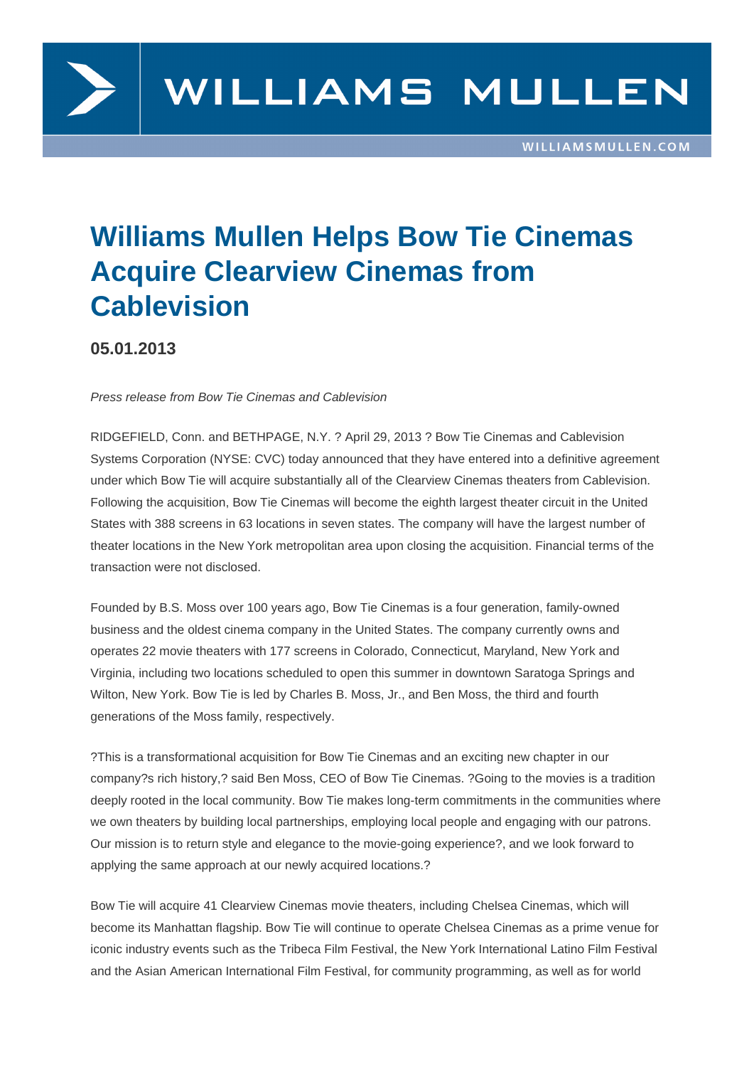# Williams Mullen Helps Bow Tie Cinemas Acquire Clearview Cinemas from Cablevision

## 05.01.2013

*Press release from Bow Tie Cinemas and Cablevision*

RIDGEFIELD, Conn. and BETHPAGE, N.Y. ? April 29, 2013 ? Bow Tie Cinemas and Cablevision Systems Corporation (NYSE: CVC) today announced that they have entered into a definitive agreement under which Bow Tie will acquire substantially all of the Clearview Cinemas theaters from Cablevision. Following the acquisition, Bow Tie Cinemas will become the eighth largest theater circuit in the United States with 388 screens in 63 locations in seven states. The company will have the largest number of theater locations in the New York metropolitan area upon closing the acquisition. Financial terms of the transaction were not disclosed.

Founded by B.S. Moss over 100 years ago, Bow Tie Cinemas is a four generation, family-owned business and the oldest cinema company in the United States. The company currently owns and operates 22 movie theaters with 177 screens in Colorado, Connecticut, Maryland, New York and Virginia, including two locations scheduled to open this summer in downtown Saratoga Springs and Wilton, New York. Bow Tie is led by Charles B. Moss, Jr., and Ben Moss, the third and fourth generations of the Moss family, respectively.

?This is a transformational acquisition for Bow Tie Cinemas and an exciting new chapter in our company?s rich history,? said Ben Moss, CEO of Bow Tie Cinemas. ?Going to the movies is a tradition deeply rooted in the local community. Bow Tie makes long-term commitments in the communities where we own theaters by building local partnerships, employing local people and engaging with our patrons. Our mission is to return style and elegance to the movie-going experience?, and we look forward to applying the same approach at our newly acquired locations.?

Bow Tie will acquire 41 Clearview Cinemas movie theaters, including Chelsea Cinemas, which will become its Manhattan flagship. Bow Tie will continue to operate Chelsea Cinemas as a prime venue for iconic industry events such as the Tribeca Film Festival, the New York International Latino Film Festival and the Asian American International Film Festival, for community programming, as well as for world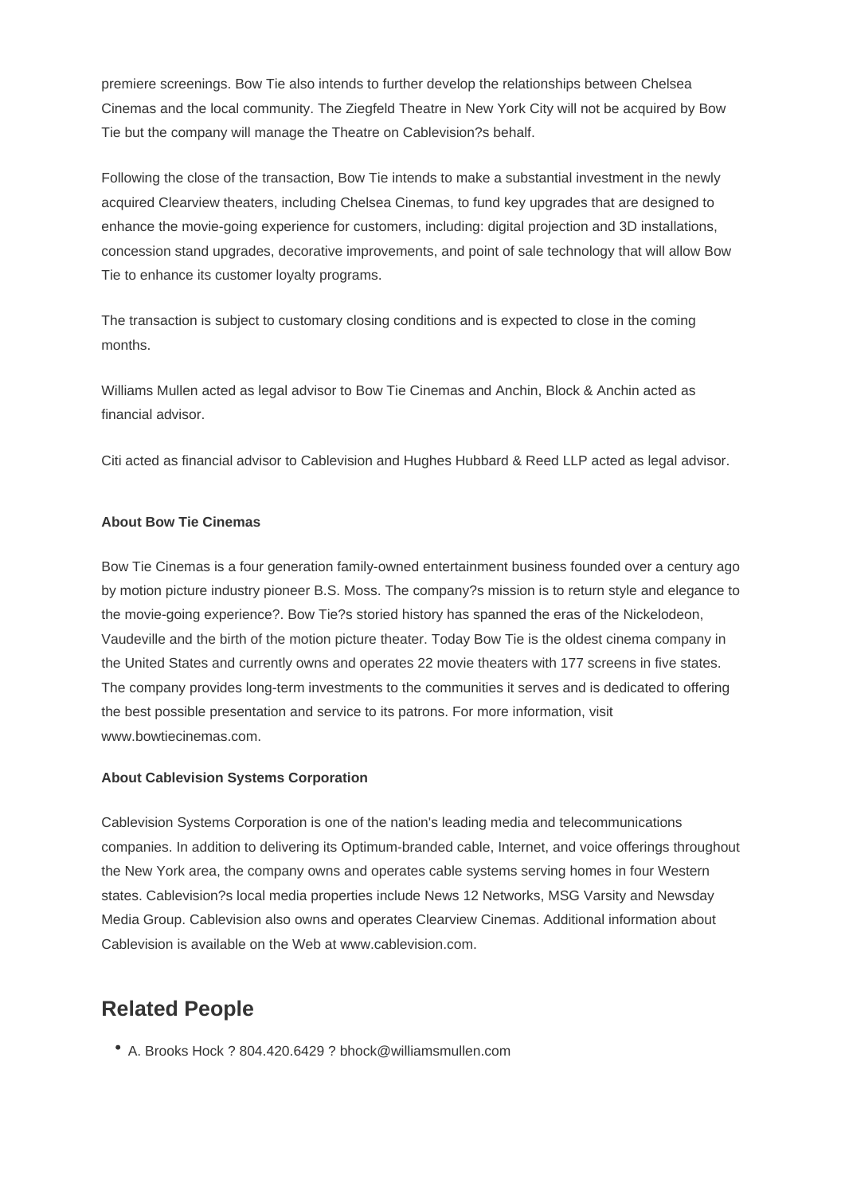premiere screenings. Bow Tie also intends to further develop the relationships between Chelsea Cinemas and the local community. The Ziegfeld Theatre in New York City will not be acquired by Bow Tie but the company will manage the Theatre on Cablevision?s behalf.

Following the close of the transaction, Bow Tie intends to make a substantial investment in the newly acquired Clearview theaters, including Chelsea Cinemas, to fund key upgrades that are designed to enhance the movie-going experience for customers, including: digital projection and 3D installations, concession stand upgrades, decorative improvements, and point of sale technology that will allow Bow Tie to enhance its customer loyalty programs.

The transaction is subject to customary closing conditions and is expected to close in the coming months.

Williams Mullen acted as legal advisor to Bow Tie Cinemas and Anchin, Block & Anchin acted as financial advisor.

Citi acted as financial advisor to Cablevision and Hughes Hubbard & Reed LLP acted as legal advisor.

**About Bow Tie Cinemas**

Bow Tie Cinemas is a four generation family-owned entertainment business founded over a century ago by motion picture industry pioneer B.S. Moss. The company?s mission is to return style and elegance to the movie-going experience?. Bow Tie?s storied history has spanned the eras of the Nickelodeon, Vaudeville and the birth of the motion picture theater. Today Bow Tie is the oldest cinema company in the United States and currently owns and operates 22 movie theaters with 177 screens in five states. The company provides long-term investments to the communities it serves and is dedicated to offering the best possible presentation and service to its patrons. For more information, visit www.bowtiecinemas.com.

**About Cablevision Systems Corporation**

Cablevision Systems Corporation is one of the nation's leading media and telecommunications companies. In addition to delivering its Optimum-branded cable, Internet, and voice offerings throughout the New York area, the company owns and operates cable systems serving homes in four Western states. Cablevision?s local media properties include News 12 Networks, MSG Varsity and Newsday Media Group. Cablevision also owns and operates Clearview Cinemas. Additional information about Cablevision is available on the Web at www.cablevision.com.

## Related People

- A. Brooks Hock ? 804.420.6429 ? bhock@williamsmullen.com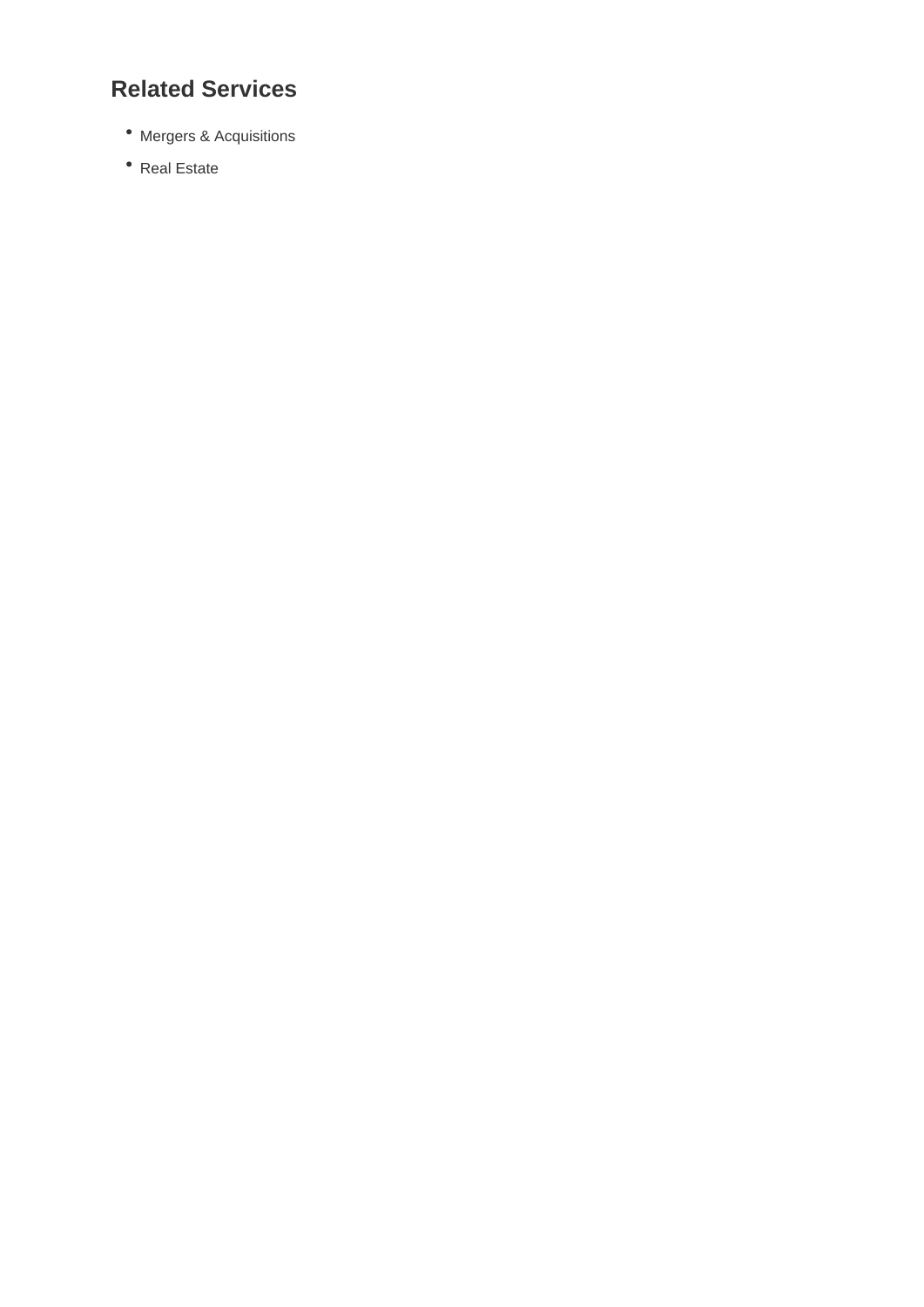## Related Services

- Mergers & Acquisitions
- Real Estate